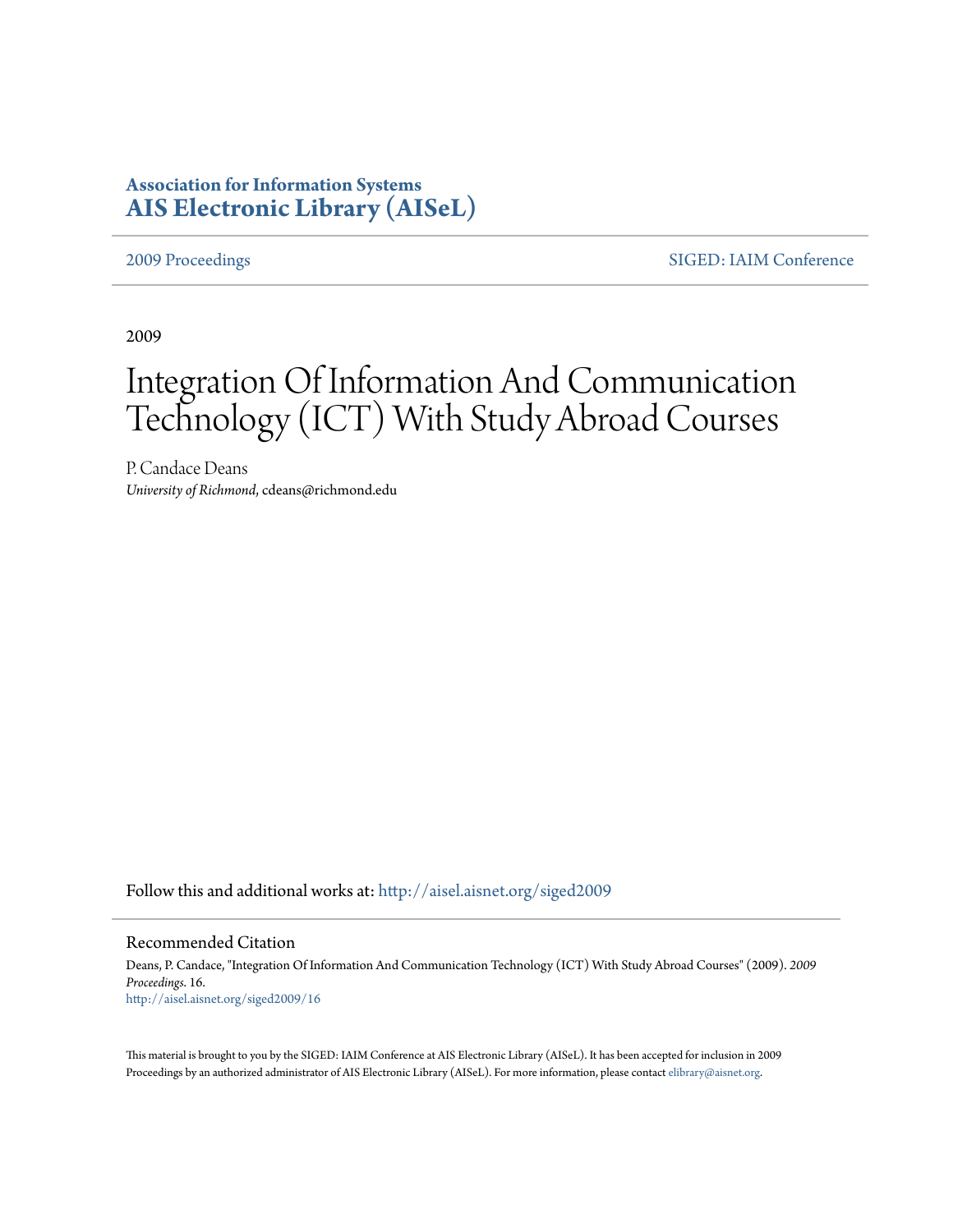**Association for Information Systems**
**AIS Electronic Library (AISeL)**

2009 Proceedings | SIGED: IAIM Conference

2009

# Integration Of Information And Communication Technology (ICT) With Study Abroad Courses

P. Candace Deans
*University of Richmond*, cdeans@richmond.edu

Follow this and additional works at: http://aisel.aisnet.org/siged2009

## Recommended Citation

Deans, P. Candace, "Integration Of Information And Communication Technology (ICT) With Study Abroad Courses" (2009). *2009 Proceedings*. 16.
http://aisel.aisnet.org/siged2009/16

This material is brought to you by the SIGED: IAIM Conference at AIS Electronic Library (AISeL). It has been accepted for inclusion in 2009 Proceedings by an authorized administrator of AIS Electronic Library (AISeL). For more information, please contact elibrary@aisnet.org.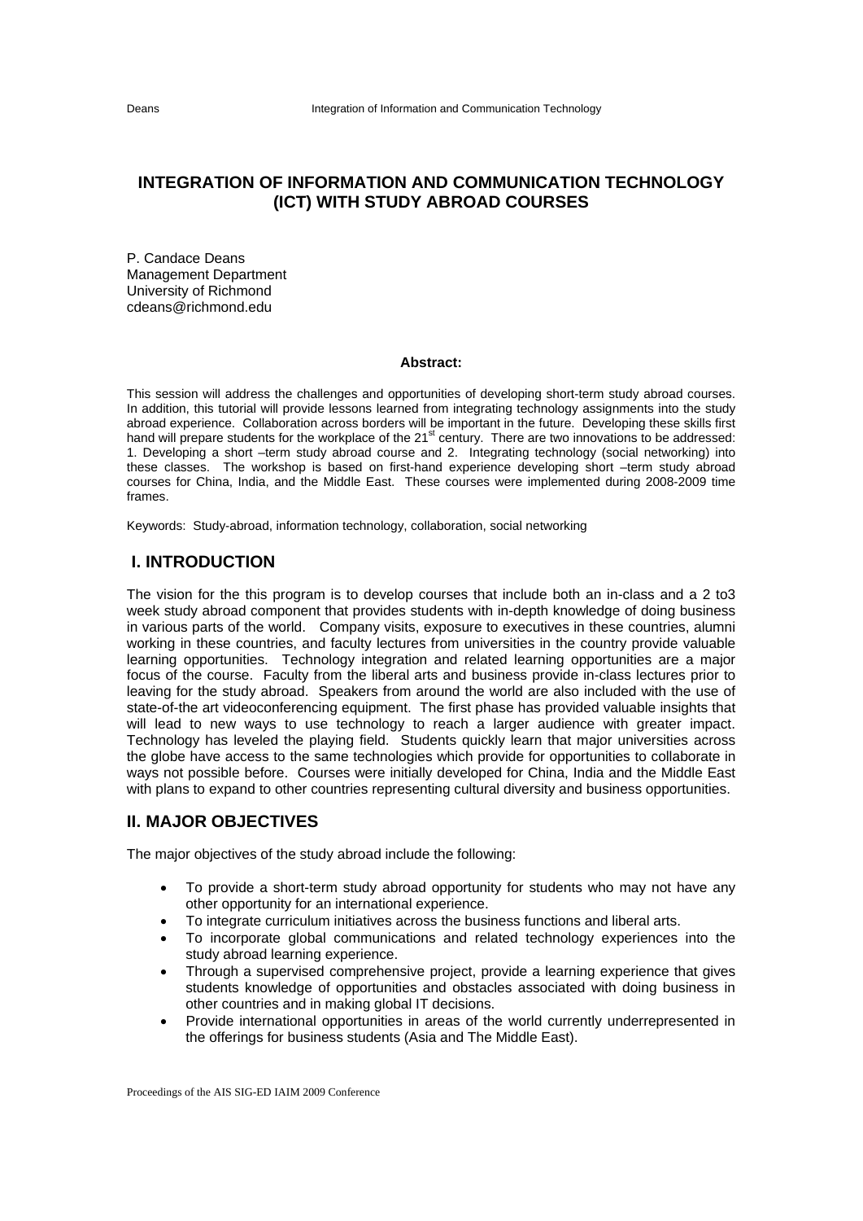# INTEGRATION OF INFORMATION AND COMMUNICATION TECHNOLOGY (ICT) WITH STUDY ABROAD COURSES

P. Candace Deans
Management Department
University of Richmond
cdeans@richmond.edu

**Abstract:**

This session will address the challenges and opportunities of developing short-term study abroad courses. In addition, this tutorial will provide lessons learned from integrating technology assignments into the study abroad experience. Collaboration across borders will be important in the future. Developing these skills first hand will prepare students for the workplace of the 21st century. There are two innovations to be addressed: 1. Developing a short –term study abroad course and 2. Integrating technology (social networking) into these classes. The workshop is based on first-hand experience developing short –term study abroad courses for China, India, and the Middle East. These courses were implemented during 2008-2009 time frames.

Keywords: Study-abroad, information technology, collaboration, social networking

## I. INTRODUCTION

The vision for the this program is to develop courses that include both an in-class and a 2 to3 week study abroad component that provides students with in-depth knowledge of doing business in various parts of the world. Company visits, exposure to executives in these countries, alumni working in these countries, and faculty lectures from universities in the country provide valuable learning opportunities. Technology integration and related learning opportunities are a major focus of the course. Faculty from the liberal arts and business provide in-class lectures prior to leaving for the study abroad. Speakers from around the world are also included with the use of state-of-the art videoconferencing equipment. The first phase has provided valuable insights that will lead to new ways to use technology to reach a larger audience with greater impact. Technology has leveled the playing field. Students quickly learn that major universities across the globe have access to the same technologies which provide for opportunities to collaborate in ways not possible before. Courses were initially developed for China, India and the Middle East with plans to expand to other countries representing cultural diversity and business opportunities.

## II. MAJOR OBJECTIVES

The major objectives of the study abroad include the following:

- To provide a short-term study abroad opportunity for students who may not have any other opportunity for an international experience.
- To integrate curriculum initiatives across the business functions and liberal arts.
- To incorporate global communications and related technology experiences into the study abroad learning experience.
- Through a supervised comprehensive project, provide a learning experience that gives students knowledge of opportunities and obstacles associated with doing business in other countries and in making global IT decisions.
- Provide international opportunities in areas of the world currently underrepresented in the offerings for business students (Asia and The Middle East).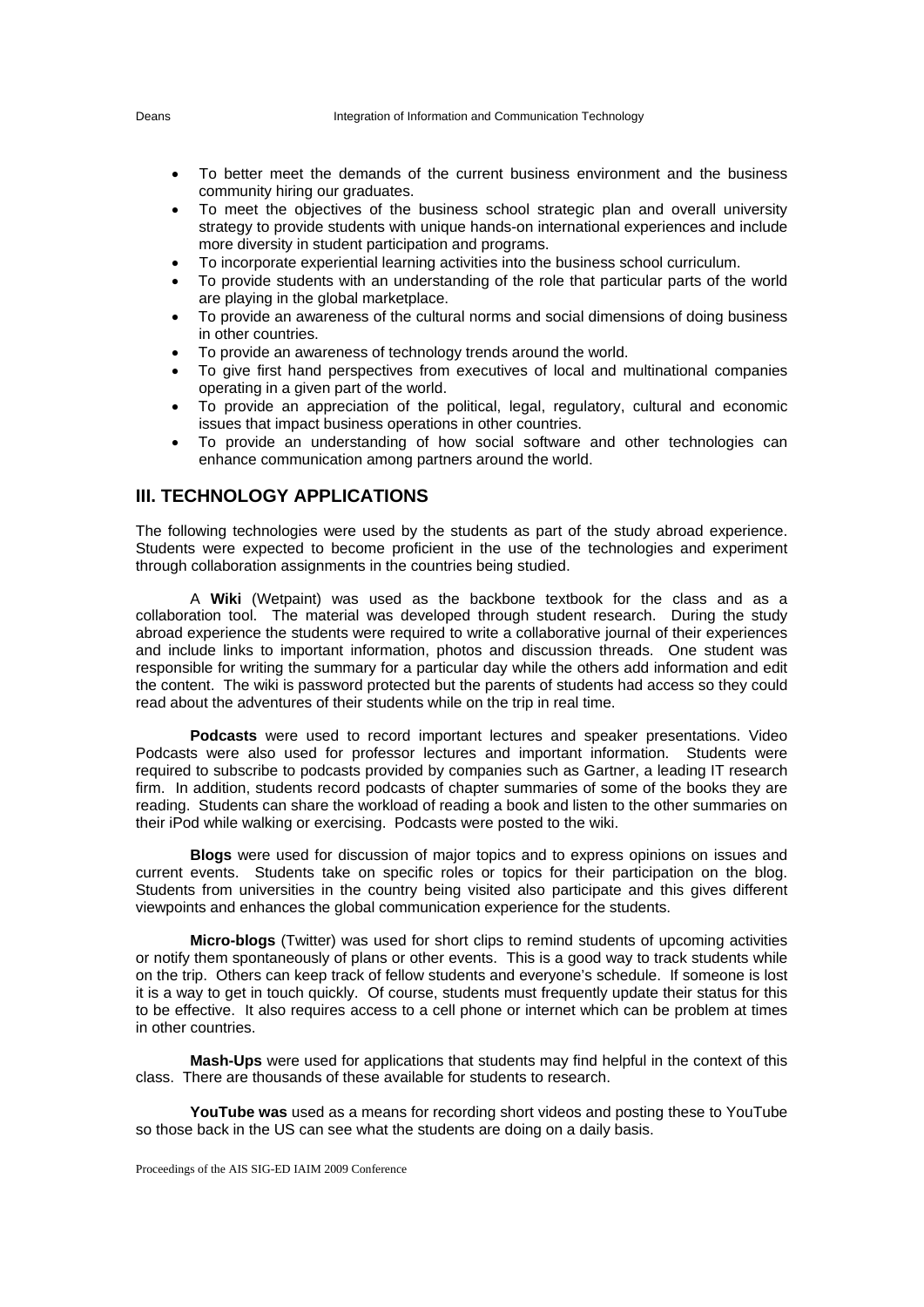- To better meet the demands of the current business environment and the business community hiring our graduates.
- To meet the objectives of the business school strategic plan and overall university strategy to provide students with unique hands-on international experiences and include more diversity in student participation and programs.
- To incorporate experiential learning activities into the business school curriculum.
- To provide students with an understanding of the role that particular parts of the world are playing in the global marketplace.
- To provide an awareness of the cultural norms and social dimensions of doing business in other countries.
- To provide an awareness of technology trends around the world.
- To give first hand perspectives from executives of local and multinational companies operating in a given part of the world.
- To provide an appreciation of the political, legal, regulatory, cultural and economic issues that impact business operations in other countries.
- To provide an understanding of how social software and other technologies can enhance communication among partners around the world.

## III. TECHNOLOGY APPLICATIONS

The following technologies were used by the students as part of the study abroad experience. Students were expected to become proficient in the use of the technologies and experiment through collaboration assignments in the countries being studied.

A **Wiki** (Wetpaint) was used as the backbone textbook for the class and as a collaboration tool. The material was developed through student research. During the study abroad experience the students were required to write a collaborative journal of their experiences and include links to important information, photos and discussion threads. One student was responsible for writing the summary for a particular day while the others add information and edit the content. The wiki is password protected but the parents of students had access so they could read about the adventures of their students while on the trip in real time.

**Podcasts** were used to record important lectures and speaker presentations. Video Podcasts were also used for professor lectures and important information. Students were required to subscribe to podcasts provided by companies such as Gartner, a leading IT research firm. In addition, students record podcasts of chapter summaries of some of the books they are reading. Students can share the workload of reading a book and listen to the other summaries on their iPod while walking or exercising. Podcasts were posted to the wiki.

**Blogs** were used for discussion of major topics and to express opinions on issues and current events. Students take on specific roles or topics for their participation on the blog. Students from universities in the country being visited also participate and this gives different viewpoints and enhances the global communication experience for the students.

**Micro-blogs** (Twitter) was used for short clips to remind students of upcoming activities or notify them spontaneously of plans or other events. This is a good way to track students while on the trip. Others can keep track of fellow students and everyone's schedule. If someone is lost it is a way to get in touch quickly. Of course, students must frequently update their status for this to be effective. It also requires access to a cell phone or internet which can be problem at times in other countries.

**Mash-Ups** were used for applications that students may find helpful in the context of this class. There are thousands of these available for students to research.

**YouTube was** used as a means for recording short videos and posting these to YouTube so those back in the US can see what the students are doing on a daily basis.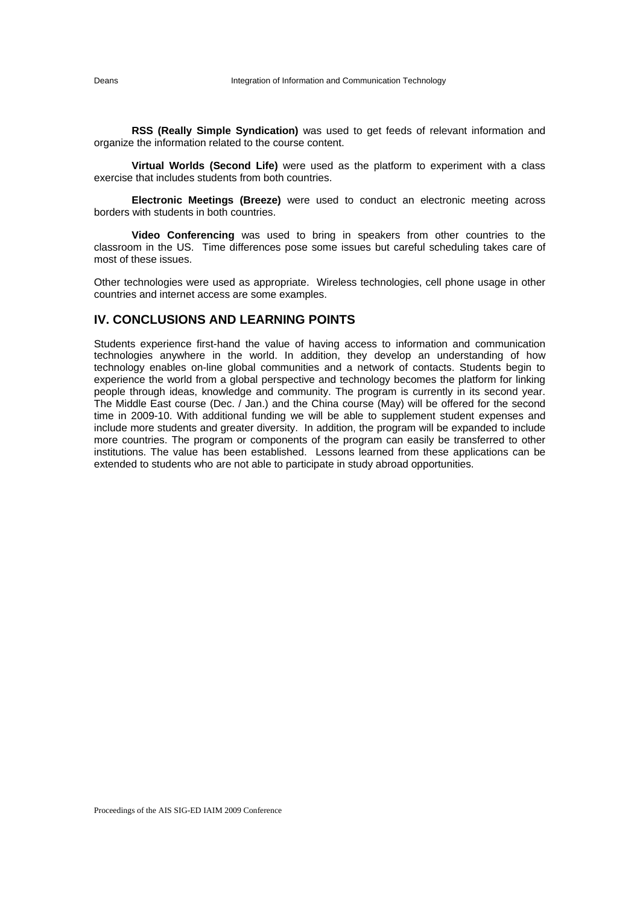**RSS (Really Simple Syndication)** was used to get feeds of relevant information and organize the information related to the course content.

**Virtual Worlds (Second Life)** were used as the platform to experiment with a class exercise that includes students from both countries.

**Electronic Meetings (Breeze)** were used to conduct an electronic meeting across borders with students in both countries.

**Video Conferencing** was used to bring in speakers from other countries to the classroom in the US. Time differences pose some issues but careful scheduling takes care of most of these issues.

Other technologies were used as appropriate. Wireless technologies, cell phone usage in other countries and internet access are some examples.

## IV. CONCLUSIONS AND LEARNING POINTS

Students experience first-hand the value of having access to information and communication technologies anywhere in the world. In addition, they develop an understanding of how technology enables on-line global communities and a network of contacts. Students begin to experience the world from a global perspective and technology becomes the platform for linking people through ideas, knowledge and community. The program is currently in its second year. The Middle East course (Dec. / Jan.) and the China course (May) will be offered for the second time in 2009-10. With additional funding we will be able to supplement student expenses and include more students and greater diversity. In addition, the program will be expanded to include more countries. The program or components of the program can easily be transferred to other institutions. The value has been established. Lessons learned from these applications can be extended to students who are not able to participate in study abroad opportunities.